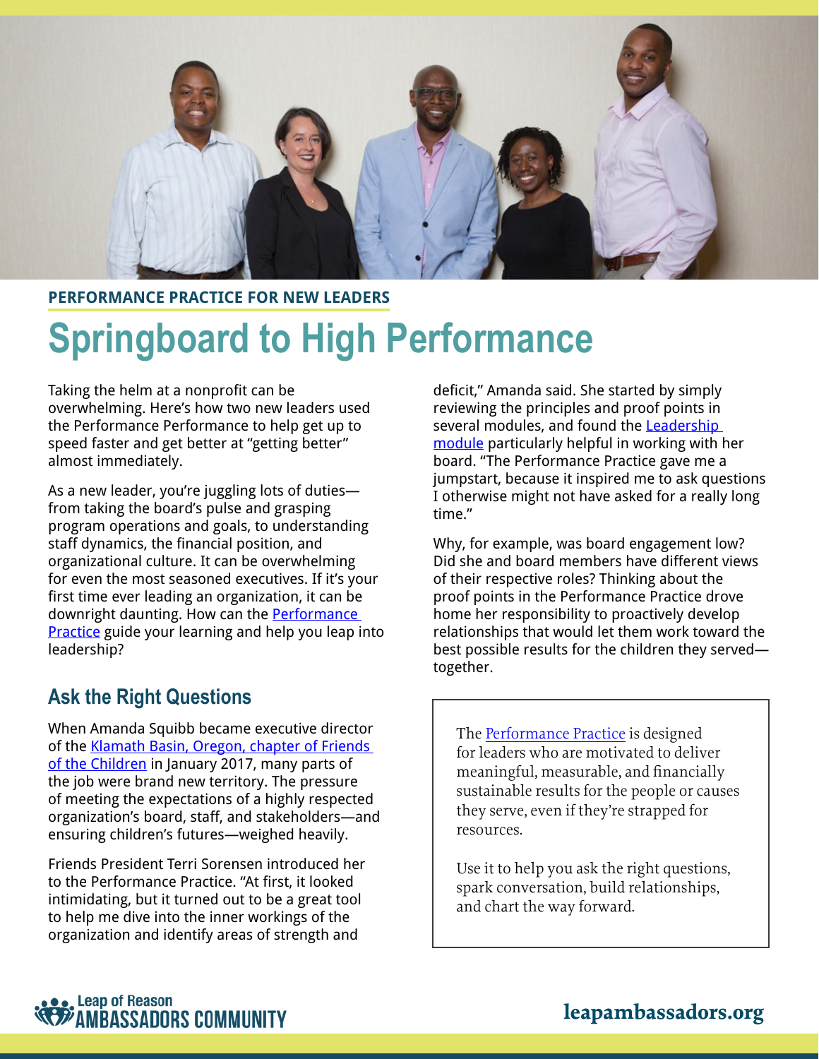PERFORMANCE PRACTICE FOR NEW LEADERS

# Springboard to High Performance

Taking the helm at a nonprofit can be overwhelming. Here's how two new leaders used the Performance Performance to help get up to speed faster and get better at "getting better" almost immediately.

As a new leader, you're juggling lots of duties—from taking the board's pulse and grasping program operations and goals, to understanding staff dynamics, the financial position, and organizational culture. It can be overwhelming for even the most seasoned executives. If it's your first time ever leading an organization, it can be downright daunting. How can the Performance Practice guide your learning and help you leap into leadership?

## Ask the Right Questions

When Amanda Squibb became executive director of the Klamath Basin, Oregon, chapter of Friends of the Children in January 2017, many parts of the job were brand new territory. The pressure of meeting the expectations of a highly respected organization's board, staff, and stakeholders—and ensuring children's futures—weighed heavily.

Friends President Terri Sorensen introduced her to the Performance Practice. "At first, it looked intimidating, but it turned out to be a great tool to help me dive into the inner workings of the organization and identify areas of strength and deficit," Amanda said. She started by simply reviewing the principles and proof points in several modules, and found the Leadership module particularly helpful in working with her board. "The Performance Practice gave me a jumpstart, because it inspired me to ask questions I otherwise might not have asked for a really long time."

Why, for example, was board engagement low? Did she and board members have different views of their respective roles? Thinking about the proof points in the Performance Practice drove home her responsibility to proactively develop relationships that would let them work toward the best possible results for the children they served—together.

> The Performance Practice is designed for leaders who are motivated to deliver meaningful, measurable, and financially sustainable results for the people or causes they serve, even if they're strapped for resources.
>
> Use it to help you ask the right questions, spark conversation, build relationships, and chart the way forward.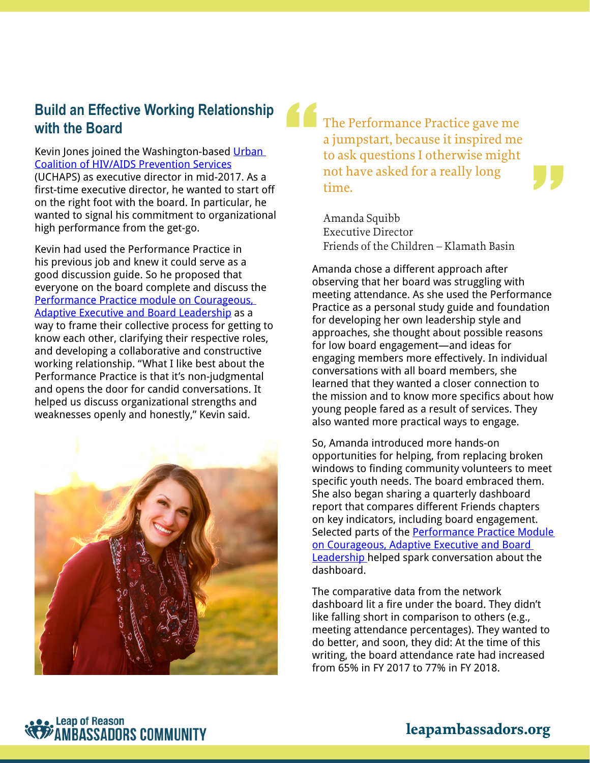## Build an Effective Working Relationship with the Board

Kevin Jones joined the Washington-based [Urban Coalition of HIV/AIDS Prevention Services](#) (UCHAPS) as executive director in mid-2017. As a first-time executive director, he wanted to start off on the right foot with the board. In particular, he wanted to signal his commitment to organizational high performance from the get-go.

Kevin had used the Performance Practice in his previous job and knew it could serve as a good discussion guide. So he proposed that everyone on the board complete and discuss the [Performance Practice module on Courageous, Adaptive Executive and Board Leadership](#) as a way to frame their collective process for getting to know each other, clarifying their respective roles, and developing a collaborative and constructive working relationship. "What I like best about the Performance Practice is that it's non-judgmental and opens the door for candid conversations. It helped us discuss organizational strengths and weaknesses openly and honestly," Kevin said.

> "The Performance Practice gave me a jumpstart, because it inspired me to ask questions I otherwise might not have asked for a really long time."
>
> Amanda Squibb
> Executive Director
> Friends of the Children – Klamath Basin

Amanda chose a different approach after observing that her board was struggling with meeting attendance. As she used the Performance Practice as a personal study guide and foundation for developing her own leadership style and approaches, she thought about possible reasons for low board engagement—and ideas for engaging members more effectively. In individual conversations with all board members, she learned that they wanted a closer connection to the mission and to know more specifics about how young people fared as a result of services. They also wanted more practical ways to engage.

So, Amanda introduced more hands-on opportunities for helping, from replacing broken windows to finding community volunteers to meet specific youth needs. The board embraced them. She also began sharing a quarterly dashboard report that compares different Friends chapters on key indicators, including board engagement. Selected parts of the [Performance Practice Module on Courageous, Adaptive Executive and Board Leadership](#) helped spark conversation about the dashboard.

The comparative data from the network dashboard lit a fire under the board. They didn't like falling short in comparison to others (e.g., meeting attendance percentages). They wanted to do better, and soon, they did: At the time of this writing, the board attendance rate had increased from 65% in FY 2017 to 77% in FY 2018.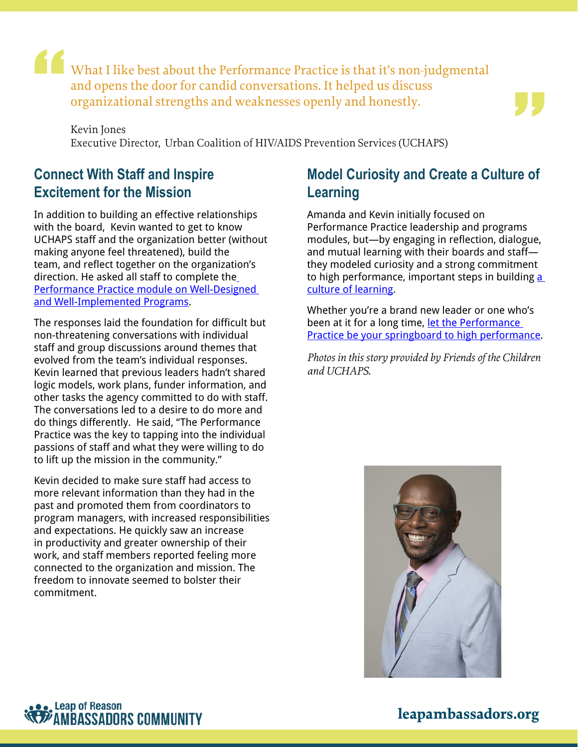> What I like best about the Performance Practice is that it's non-judgmental and opens the door for candid conversations. It helped us discuss organizational strengths and weaknesses openly and honestly.
>
> Kevin Jones
> Executive Director, Urban Coalition of HIV/AIDS Prevention Services (UCHAPS)

## Connect With Staff and Inspire Excitement for the Mission

In addition to building an effective relationships with the board, Kevin wanted to get to know UCHAPS staff and the organization better (without making anyone feel threatened), build the team, and reflect together on the organization's direction. He asked all staff to complete the Performance Practice module on Well-Designed and Well-Implemented Programs.

The responses laid the foundation for difficult but non-threatening conversations with individual staff and group discussions around themes that evolved from the team's individual responses. Kevin learned that previous leaders hadn't shared logic models, work plans, funder information, and other tasks the agency committed to do with staff. The conversations led to a desire to do more and do things differently. He said, "The Performance Practice was the key to tapping into the individual passions of staff and what they were willing to do to lift up the mission in the community."

Kevin decided to make sure staff had access to more relevant information than they had in the past and promoted them from coordinators to program managers, with increased responsibilities and expectations. He quickly saw an increase in productivity and greater ownership of their work, and staff members reported feeling more connected to the organization and mission. The freedom to innovate seemed to bolster their commitment.

## Model Curiosity and Create a Culture of Learning

Amanda and Kevin initially focused on Performance Practice leadership and programs modules, but—by engaging in reflection, dialogue, and mutual learning with their boards and staff—they modeled curiosity and a strong commitment to high performance, important steps in building a culture of learning.

Whether you're a brand new leader or one who's been at it for a long time, let the Performance Practice be your springboard to high performance.

*Photos in this story provided by Friends of the Children and UCHAPS.*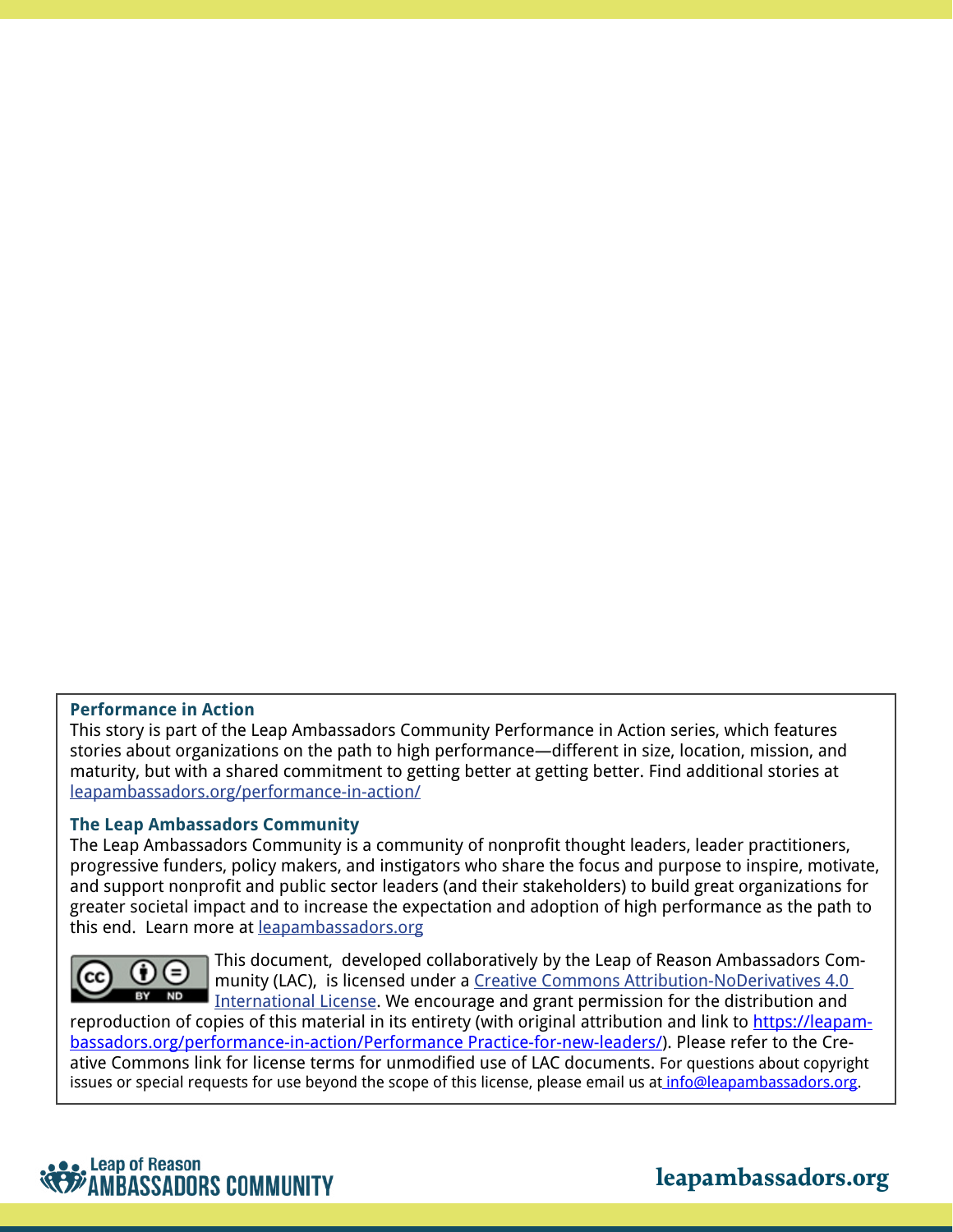**Performance in Action**

This story is part of the Leap Ambassadors Community Performance in Action series, which features stories about organizations on the path to high performance—different in size, location, mission, and maturity, but with a shared commitment to getting better at getting better. Find additional stories at [leapambassadors.org/performance-in-action/](leapambassadors.org/performance-in-action/)

**The Leap Ambassadors Community**

The Leap Ambassadors Community is a community of nonprofit thought leaders, leader practitioners, progressive funders, policy makers, and instigators who share the focus and purpose to inspire, motivate, and support nonprofit and public sector leaders (and their stakeholders) to build great organizations for greater societal impact and to increase the expectation and adoption of high performance as the path to this end. Learn more at [leapambassadors.org](leapambassadors.org)

This document, developed collaboratively by the Leap of Reason Ambassadors Community (LAC), is licensed under a [Creative Commons Attribution-NoDerivatives 4.0 International License](). We encourage and grant permission for the distribution and reproduction of copies of this material in its entirety (with original attribution and link to [https://leapambassadors.org/performance-in-action/Performance Practice-for-new-leaders/](https://leapambassadors.org/performance-in-action/Performance Practice-for-new-leaders/)). Please refer to the Creative Commons link for license terms for unmodified use of LAC documents. For questions about copyright issues or special requests for use beyond the scope of this license, please email us at [info@leapambassadors.org](mailto:info@leapambassadors.org).

Leap of Reason AMBASSADORS COMMUNITY

leapambassadors.org